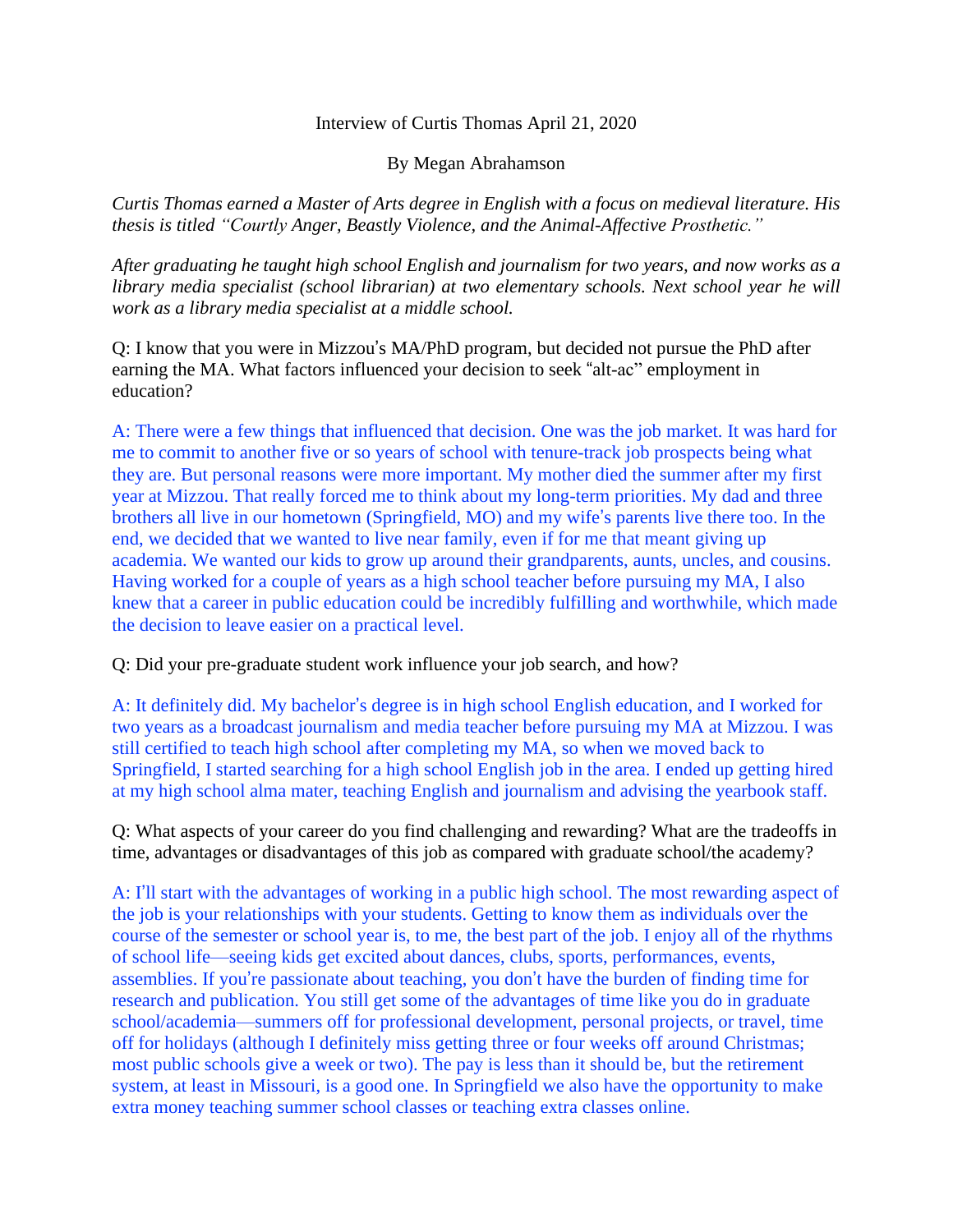Interview of Curtis Thomas April 21, 2020

By Megan Abrahamson

*Curtis Thomas earned a Master of Arts degree in English with a focus on medieval literature. His thesis is titled "Courtly Anger, Beastly Violence, and the Animal-Affective Prosthetic."*

*After graduating he taught high school English and journalism for two years, and now works as a library media specialist (school librarian) at two elementary schools. Next school year he will work as a library media specialist at a middle school.*

Q: I know that you were in Mizzou's MA/PhD program, but decided not pursue the PhD after earning the MA. What factors influenced your decision to seek "alt-ac" employment in education?

A: There were a few things that influenced that decision. One was the job market. It was hard for me to commit to another five or so years of school with tenure-track job prospects being what they are. But personal reasons were more important. My mother died the summer after my first year at Mizzou. That really forced me to think about my long-term priorities. My dad and three brothers all live in our hometown (Springfield, MO) and my wife's parents live there too. In the end, we decided that we wanted to live near family, even if for me that meant giving up academia. We wanted our kids to grow up around their grandparents, aunts, uncles, and cousins. Having worked for a couple of years as a high school teacher before pursuing my MA, I also knew that a career in public education could be incredibly fulfilling and worthwhile, which made the decision to leave easier on a practical level.

Q: Did your pre-graduate student work influence your job search, and how?

A: It definitely did. My bachelor's degree is in high school English education, and I worked for two years as a broadcast journalism and media teacher before pursuing my MA at Mizzou. I was still certified to teach high school after completing my MA, so when we moved back to Springfield, I started searching for a high school English job in the area. I ended up getting hired at my high school alma mater, teaching English and journalism and advising the yearbook staff.

Q: What aspects of your career do you find challenging and rewarding? What are the tradeoffs in time, advantages or disadvantages of this job as compared with graduate school/the academy?

A: I'll start with the advantages of working in a public high school. The most rewarding aspect of the job is your relationships with your students. Getting to know them as individuals over the course of the semester or school year is, to me, the best part of the job. I enjoy all of the rhythms of school life—seeing kids get excited about dances, clubs, sports, performances, events, assemblies. If you're passionate about teaching, you don't have the burden of finding time for research and publication. You still get some of the advantages of time like you do in graduate school/academia—summers off for professional development, personal projects, or travel, time off for holidays (although I definitely miss getting three or four weeks off around Christmas; most public schools give a week or two). The pay is less than it should be, but the retirement system, at least in Missouri, is a good one. In Springfield we also have the opportunity to make extra money teaching summer school classes or teaching extra classes online.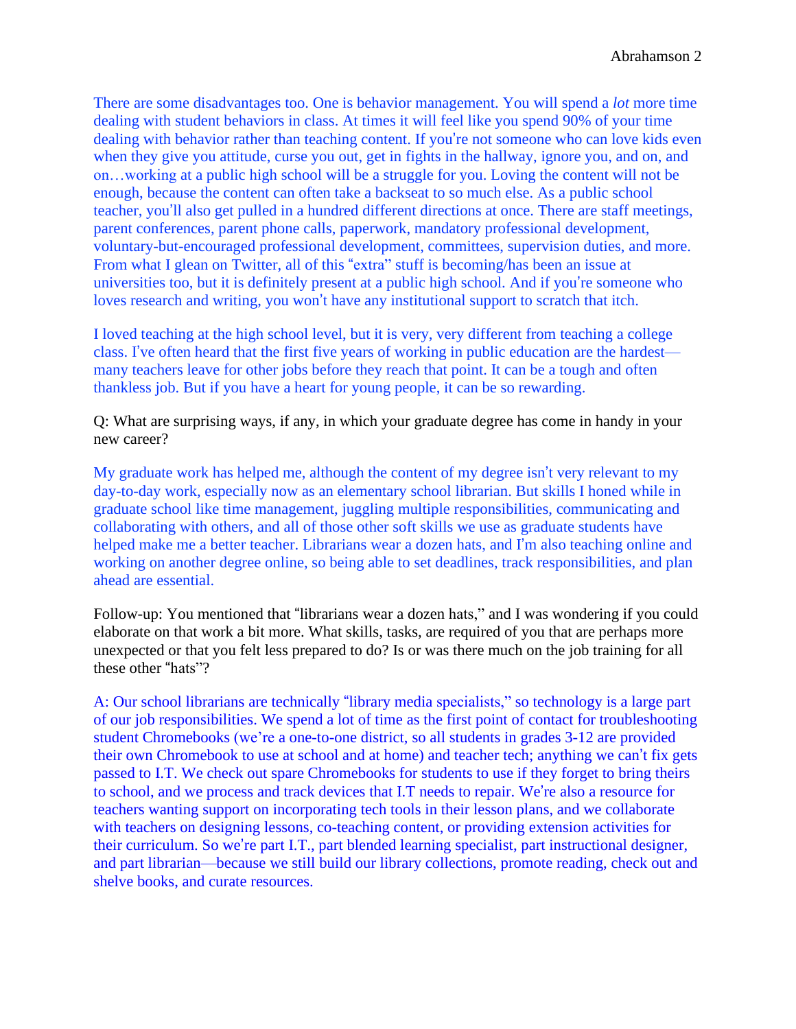There are some disadvantages too. One is behavior management. You will spend a *lot* more time dealing with student behaviors in class. At times it will feel like you spend 90% of your time dealing with behavior rather than teaching content. If you're not someone who can love kids even when they give you attitude, curse you out, get in fights in the hallway, ignore you, and on, and on…working at a public high school will be a struggle for you. Loving the content will not be enough, because the content can often take a backseat to so much else. As a public school teacher, you'll also get pulled in a hundred different directions at once. There are staff meetings, parent conferences, parent phone calls, paperwork, mandatory professional development, voluntary-but-encouraged professional development, committees, supervision duties, and more. From what I glean on Twitter, all of this "extra" stuff is becoming/has been an issue at universities too, but it is definitely present at a public high school. And if you're someone who loves research and writing, you won't have any institutional support to scratch that itch.

I loved teaching at the high school level, but it is very, very different from teaching a college class. I've often heard that the first five years of working in public education are the hardest—many teachers leave for other jobs before they reach that point. It can be a tough and often thankless job. But if you have a heart for young people, it can be so rewarding.

Q: What are surprising ways, if any, in which your graduate degree has come in handy in your new career?

My graduate work has helped me, although the content of my degree isn't very relevant to my day-to-day work, especially now as an elementary school librarian. But skills I honed while in graduate school like time management, juggling multiple responsibilities, communicating and collaborating with others, and all of those other soft skills we use as graduate students have helped make me a better teacher. Librarians wear a dozen hats, and I'm also teaching online and working on another degree online, so being able to set deadlines, track responsibilities, and plan ahead are essential.

Follow-up: You mentioned that "librarians wear a dozen hats," and I was wondering if you could elaborate on that work a bit more. What skills, tasks, are required of you that are perhaps more unexpected or that you felt less prepared to do? Is or was there much on the job training for all these other "hats"?

A: Our school librarians are technically "library media specialists," so technology is a large part of our job responsibilities. We spend a lot of time as the first point of contact for troubleshooting student Chromebooks (we're a one-to-one district, so all students in grades 3-12 are provided their own Chromebook to use at school and at home) and teacher tech; anything we can't fix gets passed to I.T. We check out spare Chromebooks for students to use if they forget to bring theirs to school, and we process and track devices that I.T needs to repair. We're also a resource for teachers wanting support on incorporating tech tools in their lesson plans, and we collaborate with teachers on designing lessons, co-teaching content, or providing extension activities for their curriculum. So we're part I.T., part blended learning specialist, part instructional designer, and part librarian—because we still build our library collections, promote reading, check out and shelve books, and curate resources.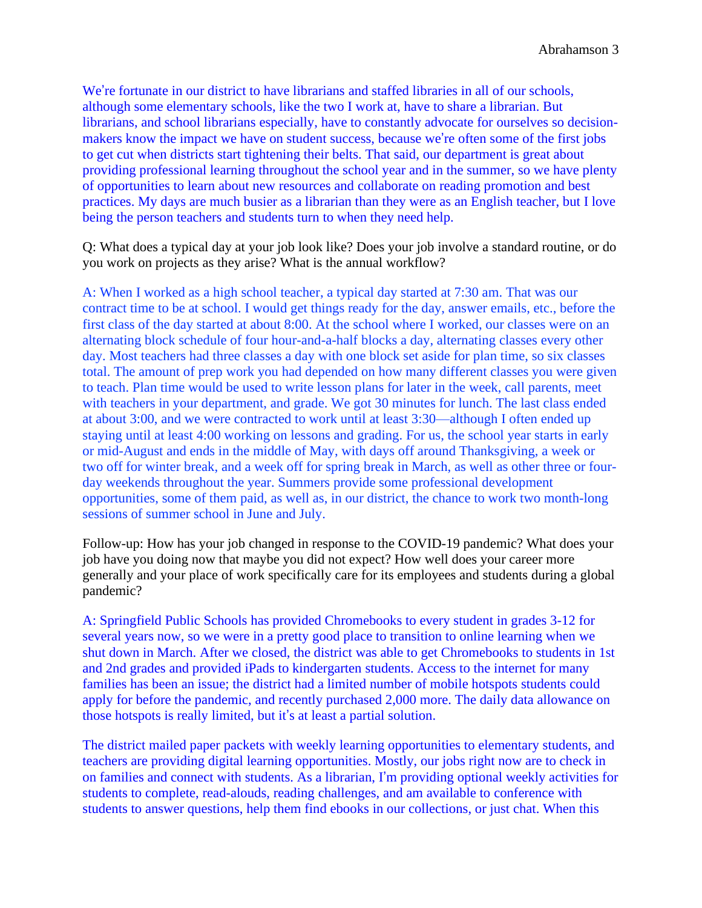We're fortunate in our district to have librarians and staffed libraries in all of our schools, although some elementary schools, like the two I work at, have to share a librarian. But librarians, and school librarians especially, have to constantly advocate for ourselves so decision-makers know the impact we have on student success, because we're often some of the first jobs to get cut when districts start tightening their belts. That said, our department is great about providing professional learning throughout the school year and in the summer, so we have plenty of opportunities to learn about new resources and collaborate on reading promotion and best practices. My days are much busier as a librarian than they were as an English teacher, but I love being the person teachers and students turn to when they need help.

Q: What does a typical day at your job look like? Does your job involve a standard routine, or do you work on projects as they arise? What is the annual workflow?

A: When I worked as a high school teacher, a typical day started at 7:30 am. That was our contract time to be at school. I would get things ready for the day, answer emails, etc., before the first class of the day started at about 8:00. At the school where I worked, our classes were on an alternating block schedule of four hour-and-a-half blocks a day, alternating classes every other day. Most teachers had three classes a day with one block set aside for plan time, so six classes total. The amount of prep work you had depended on how many different classes you were given to teach. Plan time would be used to write lesson plans for later in the week, call parents, meet with teachers in your department, and grade. We got 30 minutes for lunch. The last class ended at about 3:00, and we were contracted to work until at least 3:30—although I often ended up staying until at least 4:00 working on lessons and grading. For us, the school year starts in early or mid-August and ends in the middle of May, with days off around Thanksgiving, a week or two off for winter break, and a week off for spring break in March, as well as other three or four-day weekends throughout the year. Summers provide some professional development opportunities, some of them paid, as well as, in our district, the chance to work two month-long sessions of summer school in June and July.

Follow-up: How has your job changed in response to the COVID-19 pandemic? What does your job have you doing now that maybe you did not expect? How well does your career more generally and your place of work specifically care for its employees and students during a global pandemic?

A: Springfield Public Schools has provided Chromebooks to every student in grades 3-12 for several years now, so we were in a pretty good place to transition to online learning when we shut down in March. After we closed, the district was able to get Chromebooks to students in 1st and 2nd grades and provided iPads to kindergarten students. Access to the internet for many families has been an issue; the district had a limited number of mobile hotspots students could apply for before the pandemic, and recently purchased 2,000 more. The daily data allowance on those hotspots is really limited, but it's at least a partial solution.

The district mailed paper packets with weekly learning opportunities to elementary students, and teachers are providing digital learning opportunities. Mostly, our jobs right now are to check in on families and connect with students. As a librarian, I'm providing optional weekly activities for students to complete, read-alouds, reading challenges, and am available to conference with students to answer questions, help them find ebooks in our collections, or just chat. When this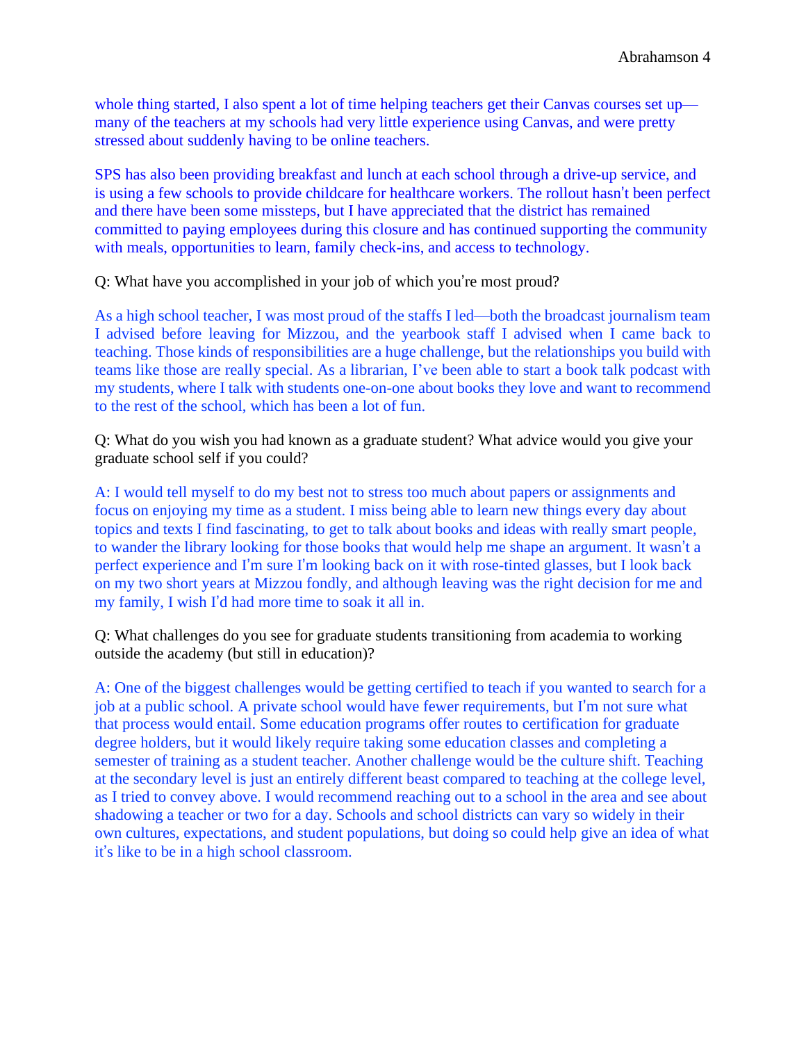whole thing started, I also spent a lot of time helping teachers get their Canvas courses set up—many of the teachers at my schools had very little experience using Canvas, and were pretty stressed about suddenly having to be online teachers.

SPS has also been providing breakfast and lunch at each school through a drive-up service, and is using a few schools to provide childcare for healthcare workers. The rollout hasn't been perfect and there have been some missteps, but I have appreciated that the district has remained committed to paying employees during this closure and has continued supporting the community with meals, opportunities to learn, family check-ins, and access to technology.

Q: What have you accomplished in your job of which you're most proud?

As a high school teacher, I was most proud of the staffs I led—both the broadcast journalism team I advised before leaving for Mizzou, and the yearbook staff I advised when I came back to teaching. Those kinds of responsibilities are a huge challenge, but the relationships you build with teams like those are really special. As a librarian, I've been able to start a book talk podcast with my students, where I talk with students one-on-one about books they love and want to recommend to the rest of the school, which has been a lot of fun.

Q: What do you wish you had known as a graduate student? What advice would you give your graduate school self if you could?

A: I would tell myself to do my best not to stress too much about papers or assignments and focus on enjoying my time as a student. I miss being able to learn new things every day about topics and texts I find fascinating, to get to talk about books and ideas with really smart people, to wander the library looking for those books that would help me shape an argument. It wasn't a perfect experience and I'm sure I'm looking back on it with rose-tinted glasses, but I look back on my two short years at Mizzou fondly, and although leaving was the right decision for me and my family, I wish I'd had more time to soak it all in.

Q: What challenges do you see for graduate students transitioning from academia to working outside the academy (but still in education)?

A: One of the biggest challenges would be getting certified to teach if you wanted to search for a job at a public school. A private school would have fewer requirements, but I'm not sure what that process would entail. Some education programs offer routes to certification for graduate degree holders, but it would likely require taking some education classes and completing a semester of training as a student teacher. Another challenge would be the culture shift. Teaching at the secondary level is just an entirely different beast compared to teaching at the college level, as I tried to convey above. I would recommend reaching out to a school in the area and see about shadowing a teacher or two for a day. Schools and school districts can vary so widely in their own cultures, expectations, and student populations, but doing so could help give an idea of what it's like to be in a high school classroom.